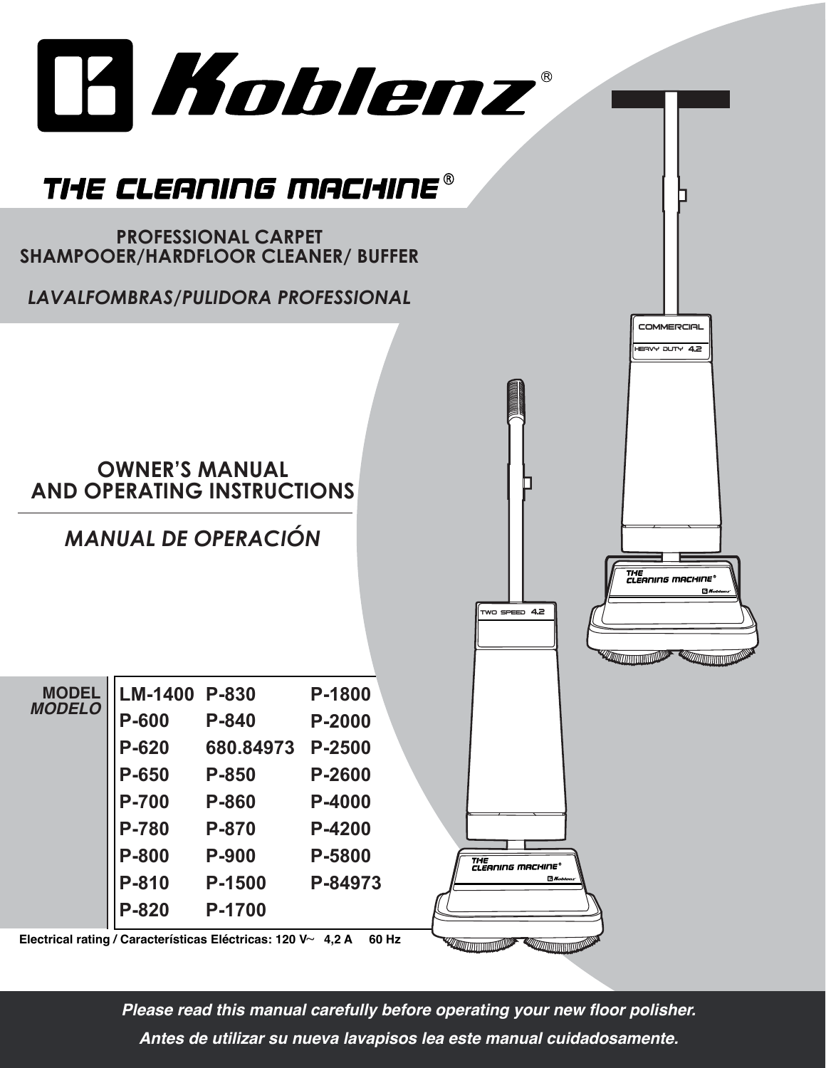# Koblenz®

## THE CLEANING MACHINE®

**PROFESSIONAL CARPET SHAMPOOER/HARDFLOOR CLEANER/ BUFFER**

*LAVALFOMBRAS/PULIDORA PROFESSIONAL*

## OWNER'S MANUAL AND OPERATING INSTRUCTIONS

## *MANUAL DE OPERACIÓN*

| **MODEL** *MODELO* | | | |
|---|---|---|---|
| | **LM-1400** | **P-830** | **P-1800** |
| | **P-600** | **P-840** | **P-2000** |
| | **P-620** | **680.84973** | **P-2500** |
| | **P-650** | **P-850** | **P-2600** |
| | **P-700** | **P-860** | **P-4000** |
| | **P-780** | **P-870** | **P-4200** |
| | **P-800** | **P-900** | **P-5800** |
| | **P-810** | **P-1500** | **P-84973** |
| | **P-820** | **P-1700** | |

**Electrical rating / Características Eléctricas: 120 V~ 4,2 A 60 Hz**

***Please read this manual carefully before operating your new floor polisher.***

***Antes de utilizar su nueva lavapisos lea este manual cuidadosamente.***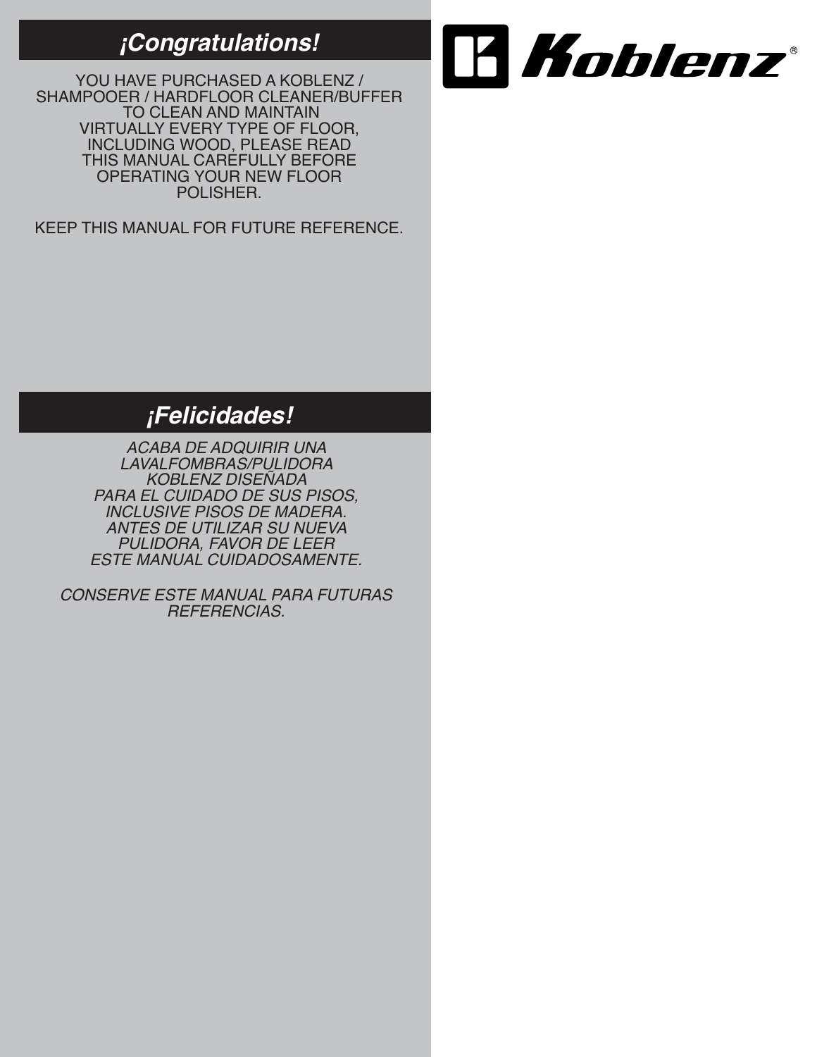Koblenz®

## ¡Congratulations!

YOU HAVE PURCHASED A KOBLENZ / SHAMPOOER / HARDFLOOR CLEANER/BUFFER TO CLEAN AND MAINTAIN VIRTUALLY EVERY TYPE OF FLOOR, INCLUDING WOOD, PLEASE READ THIS MANUAL CAREFULLY BEFORE OPERATING YOUR NEW FLOOR POLISHER.

KEEP THIS MANUAL FOR FUTURE REFERENCE.

## ¡Felicidades!

*ACABA DE ADQUIRIR UNA LAVALFOMBRAS/PULIDORA KOBLENZ DISEÑADA PARA EL CUIDADO DE SUS PISOS, INCLUSIVE PISOS DE MADERA. ANTES DE UTILIZAR SU NUEVA PULIDORA, FAVOR DE LEER ESTE MANUAL CUIDADOSAMENTE.*

*CONSERVE ESTE MANUAL PARA FUTURAS REFERENCIAS.*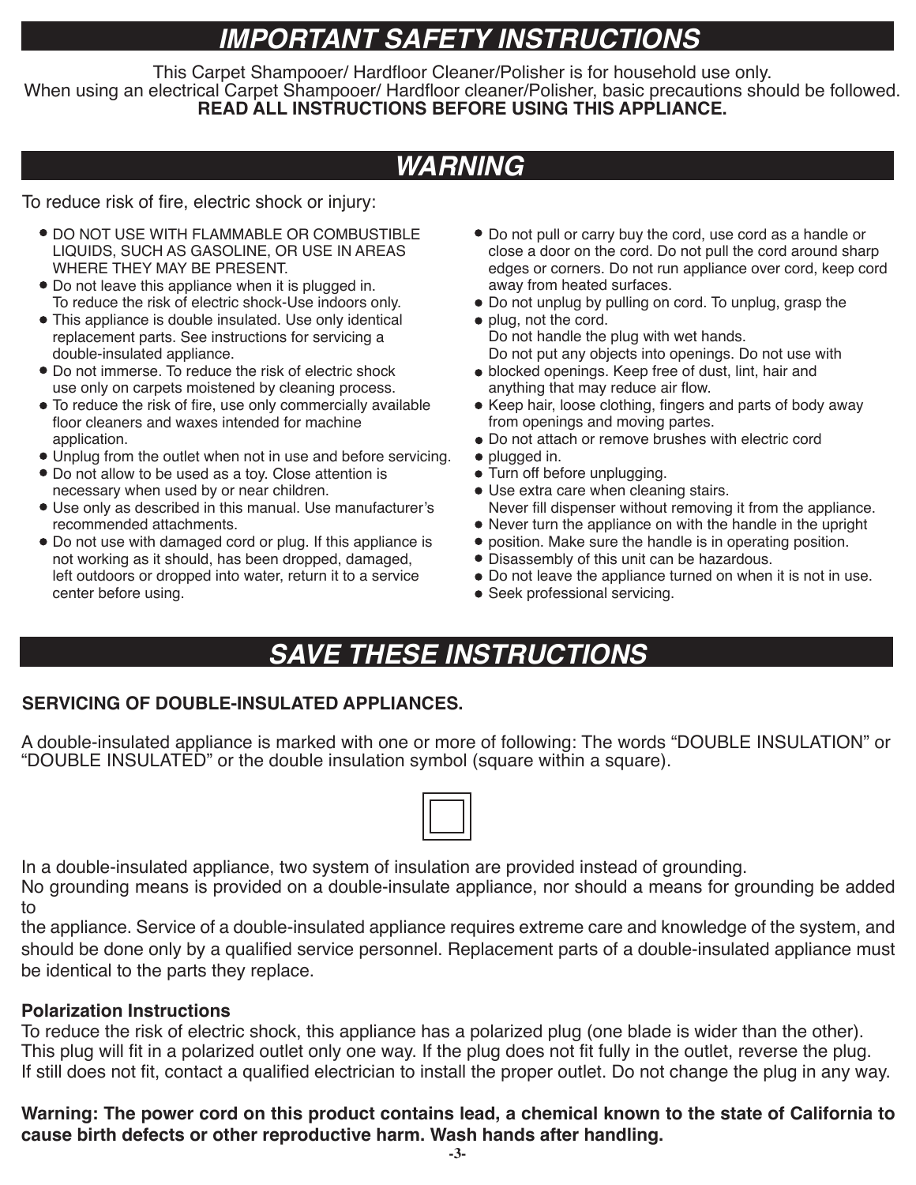# IMPORTANT SAFETY INSTRUCTIONS

This Carpet Shampooer/ Hardfloor Cleaner/Polisher is for household use only.
When using an electrical Carpet Shampooer/ Hardfloor cleaner/Polisher, basic precautions should be followed.
**READ ALL INSTRUCTIONS BEFORE USING THIS APPLIANCE.**

# WARNING

To reduce risk of fire, electric shock or injury:

- DO NOT USE WITH FLAMMABLE OR COMBUSTIBLE LIQUIDS, SUCH AS GASOLINE, OR USE IN AREAS WHERE THEY MAY BE PRESENT.
- Do not leave this appliance when it is plugged in. To reduce the risk of electric shock-Use indoors only.
- This appliance is double insulated. Use only identical replacement parts. See instructions for servicing a double-insulated appliance.
- Do not immerse. To reduce the risk of electric shock use only on carpets moistened by cleaning process.
- To reduce the risk of fire, use only commercially available floor cleaners and waxes intended for machine application.
- Unplug from the outlet when not in use and before servicing.
- Do not allow to be used as a toy. Close attention is necessary when used by or near children.
- Use only as described in this manual. Use manufacturer's recommended attachments.
- Do not use with damaged cord or plug. If this appliance is not working as it should, has been dropped, damaged, left outdoors or dropped into water, return it to a service center before using.
- Do not pull or carry buy the cord, use cord as a handle or close a door on the cord. Do not pull the cord around sharp edges or corners. Do not run appliance over cord, keep cord away from heated surfaces.
- Do not unplug by pulling on cord. To unplug, grasp the
- plug, not the cord.
  Do not handle the plug with wet hands.
  Do not put any objects into openings. Do not use with
- blocked openings. Keep free of dust, lint, hair and anything that may reduce air flow.
- Keep hair, loose clothing, fingers and parts of body away from openings and moving partes.
- Do not attach or remove brushes with electric cord
- plugged in.
- Turn off before unplugging.
- Use extra care when cleaning stairs.
  Never fill dispenser without removing it from the appliance.
- Never turn the appliance on with the handle in the upright
- position. Make sure the handle is in operating position.
- Disassembly of this unit can be hazardous.
- Do not leave the appliance turned on when it is not in use.
- Seek professional servicing.

# SAVE THESE INSTRUCTIONS

**SERVICING OF DOUBLE-INSULATED APPLIANCES.**

A double-insulated appliance is marked with one or more of following: The words "DOUBLE INSULATION" or "DOUBLE INSULATED" or the double insulation symbol (square within a square).

In a double-insulated appliance, two system of insulation are provided instead of grounding.
No grounding means is provided on a double-insulate appliance, nor should a means for grounding be added to
the appliance. Service of a double-insulated appliance requires extreme care and knowledge of the system, and should be done only by a qualified service personnel. Replacement parts of a double-insulated appliance must be identical to the parts they replace.

**Polarization Instructions**

To reduce the risk of electric shock, this appliance has a polarized plug (one blade is wider than the other). This plug will fit in a polarized outlet only one way. If the plug does not fit fully in the outlet, reverse the plug. If still does not fit, contact a qualified electrician to install the proper outlet. Do not change the plug in any way.

**Warning: The power cord on this product contains lead, a chemical known to the state of California to cause birth defects or other reproductive harm. Wash hands after handling.**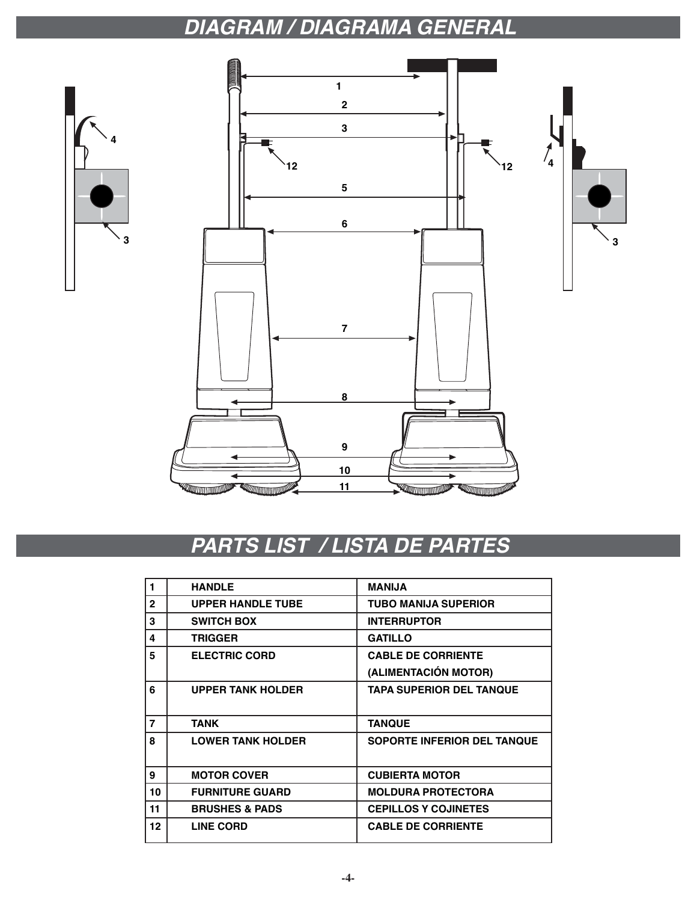# DIAGRAM / DIAGRAMA GENERAL

# PARTS LIST / LISTA DE PARTES

| | | |
|---|---|---|
| 1 | HANDLE | MANIJA |
| 2 | UPPER HANDLE TUBE | TUBO MANIJA SUPERIOR |
| 3 | SWITCH BOX | INTERRUPTOR |
| 4 | TRIGGER | GATILLO |
| 5 | ELECTRIC CORD | CABLE DE CORRIENTE (ALIMENTACIÓN MOTOR) |
| 6 | UPPER TANK HOLDER | TAPA SUPERIOR DEL TANQUE |
| 7 | TANK | TANQUE |
| 8 | LOWER TANK HOLDER | SOPORTE INFERIOR DEL TANQUE |
| 9 | MOTOR COVER | CUBIERTA MOTOR |
| 10 | FURNITURE GUARD | MOLDURA PROTECTORA |
| 11 | BRUSHES & PADS | CEPILLOS Y COJINETES |
| 12 | LINE CORD | CABLE DE CORRIENTE |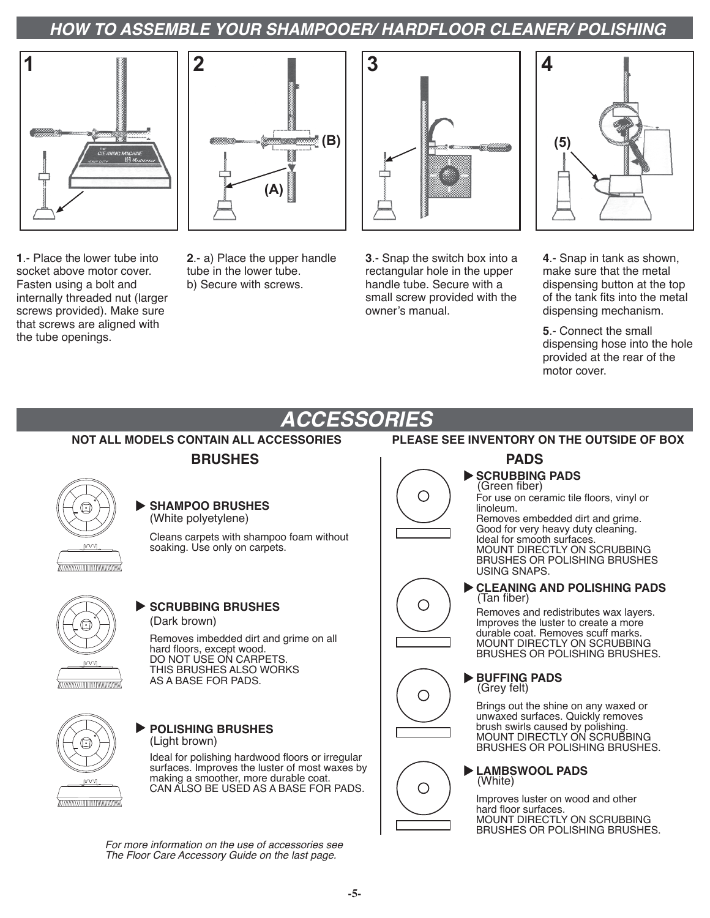## HOW TO ASSEMBLE YOUR SHAMPOOER/ HARDFLOOR CLEANER/ POLISHING

**1**.- Place the lower tube into socket above motor cover. Fasten using a bolt and internally threaded nut (larger screws provided). Make sure that screws are aligned with the tube openings.

**2**.- a) Place the upper handle tube in the lower tube.
b) Secure with screws.

**3**.- Snap the switch box into a rectangular hole in the upper handle tube. Secure with a small screw provided with the owner's manual.

**4**.- Snap in tank as shown, make sure that the metal dispensing button at the top of the tank fits into the metal dispensing mechanism.

**5**.- Connect the small dispensing hose into the hole provided at the rear of the motor cover.

## ACCESSORIES

**NOT ALL MODELS CONTAIN ALL ACCESSORIES**

**PLEASE SEE INVENTORY ON THE OUTSIDE OF BOX**

### BRUSHES

▶ **SHAMPOO BRUSHES**
(White polyetylene)

Cleans carpets with shampoo foam without soaking. Use only on carpets.

▶ **SCRUBBING BRUSHES**
(Dark brown)

Removes imbedded dirt and grime on all hard floors, except wood.
DO NOT USE ON CARPETS.
THIS BRUSHES ALSO WORKS AS A BASE FOR PADS.

▶ **POLISHING BRUSHES**
(Light brown)

Ideal for polishing hardwood floors or irregular surfaces. Improves the luster of most waxes by making a smoother, more durable coat.
CAN ALSO BE USED AS A BASE FOR PADS.

*For more information on the use of accessories see The Floor Care Accessory Guide on the last page.*

### PADS

▶ **SCRUBBING PADS**
(Green fiber)
For use on ceramic tile floors, vinyl or linoleum.
Removes embedded dirt and grime.
Good for very heavy duty cleaning.
Ideal for smooth surfaces.
MOUNT DIRECTLY ON SCRUBBING BRUSHES OR POLISHING BRUSHES USING SNAPS.

▶ **CLEANING AND POLISHING PADS**
(Tan fiber)
Removes and redistributes wax layers. Improves the luster to create a more durable coat. Removes scuff marks.
MOUNT DIRECTLY ON SCRUBBING BRUSHES OR POLISHING BRUSHES.

▶ **BUFFING PADS**
(Grey felt)
Brings out the shine on any waxed or unwaxed surfaces. Quickly removes brush swirls caused by polishing.
MOUNT DIRECTLY ON SCRUBBING BRUSHES OR POLISHING BRUSHES.

▶ **LAMBSWOOL PADS**
(White)
Improves luster on wood and other hard floor surfaces.
MOUNT DIRECTLY ON SCRUBBING BRUSHES OR POLISHING BRUSHES.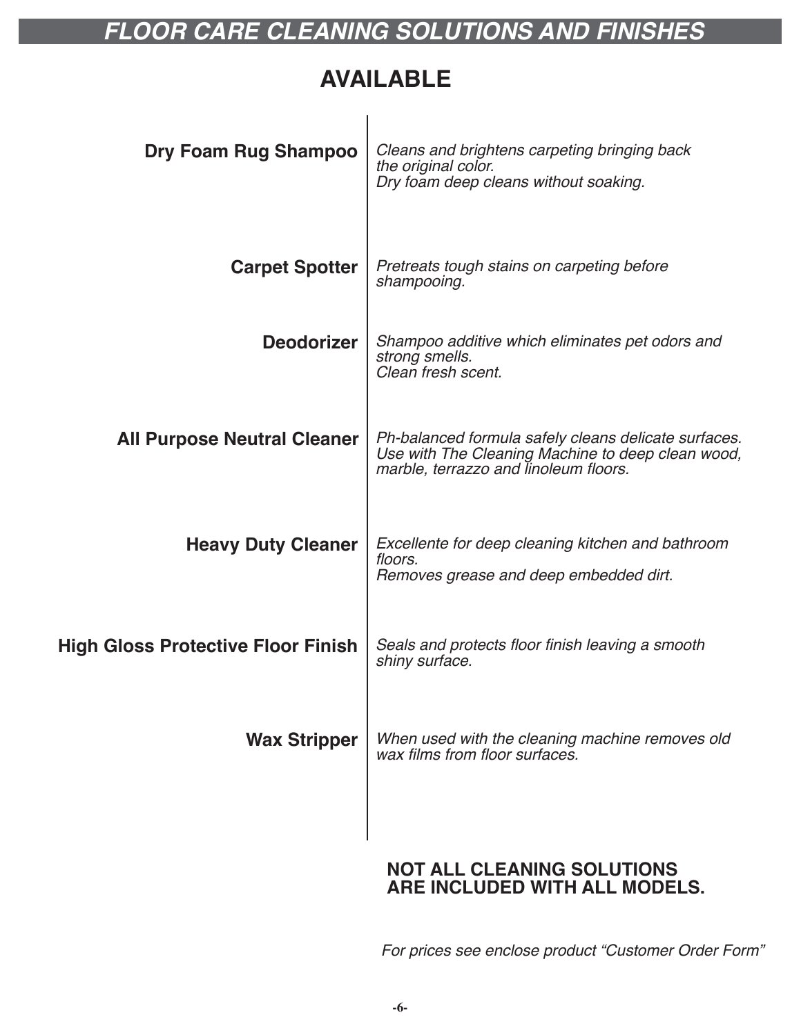# FLOOR CARE CLEANING SOLUTIONS AND FINISHES

## AVAILABLE

| | |
|---|---|
| **Dry Foam Rug Shampoo** | *Cleans and brightens carpeting bringing back the original color. Dry foam deep cleans without soaking.* |
| **Carpet Spotter** | *Pretreats tough stains on carpeting before shampooing.* |
| **Deodorizer** | *Shampoo additive which eliminates pet odors and strong smells. Clean fresh scent.* |
| **All Purpose Neutral Cleaner** | *Ph-balanced formula safely cleans delicate surfaces. Use with The Cleaning Machine to deep clean wood, marble, terrazzo and linoleum floors.* |
| **Heavy Duty Cleaner** | *Excellente for deep cleaning kitchen and bathroom floors. Removes grease and deep embedded dirt.* |
| **High Gloss Protective Floor Finish** | *Seals and protects floor finish leaving a smooth shiny surface.* |
| **Wax Stripper** | *When used with the cleaning machine removes old wax films from floor surfaces.* |

**NOT ALL CLEANING SOLUTIONS ARE INCLUDED WITH ALL MODELS.**

*For prices see enclose product “Customer Order Form”*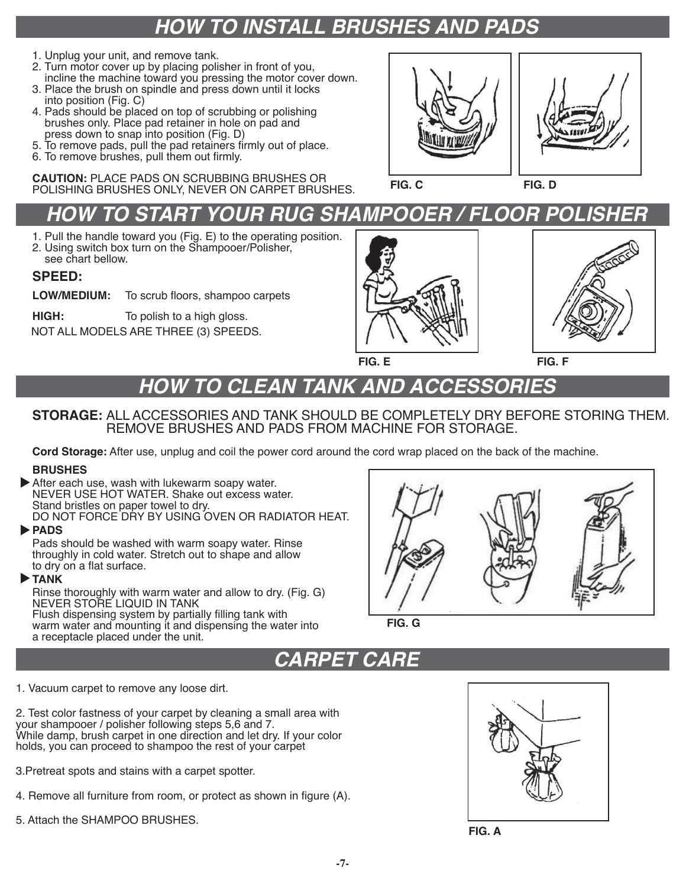## HOW TO INSTALL BRUSHES AND PADS

1. Unplug your unit, and remove tank.
2. Turn motor cover up by placing polisher in front of you, incline the machine toward you pressing the motor cover down.
3. Place the brush on spindle and press down until it locks into position (Fig. C)
4. Pads should be placed on top of scrubbing or polishing brushes only. Place pad retainer in hole on pad and press down to snap into position (Fig. D)
5. To remove pads, pull the pad retainers firmly out of place.
6. To remove brushes, pull them out firmly.

**CAUTION:** PLACE PADS ON SCRUBBING BRUSHES OR POLISHING BRUSHES ONLY, NEVER ON CARPET BRUSHES.

FIG. C

FIG. D

## HOW TO START YOUR RUG SHAMPOOER / FLOOR POLISHER

1. Pull the handle toward you (Fig. E) to the operating position.
2. Using switch box turn on the Shampooer/Polisher, see chart bellow.

**SPEED:**

**LOW/MEDIUM:** To scrub floors, shampoo carpets

**HIGH:** To polish to a high gloss.

NOT ALL MODELS ARE THREE (3) SPEEDS.

FIG. E

FIG. F

## HOW TO CLEAN TANK AND ACCESSORIES

**STORAGE:** ALL ACCESSORIES AND TANK SHOULD BE COMPLETELY DRY BEFORE STORING THEM. REMOVE BRUSHES AND PADS FROM MACHINE FOR STORAGE.

**Cord Storage:** After use, unplug and coil the power cord around the cord wrap placed on the back of the machine.

**BRUSHES**

▶ After each use, wash with lukewarm soapy water.
NEVER USE HOT WATER. Shake out excess water.
Stand bristles on paper towel to dry.
DO NOT FORCE DRY BY USING OVEN OR RADIATOR HEAT.

▶ **PADS**

Pads should be washed with warm soapy water. Rinse throughly in cold water. Stretch out to shape and allow to dry on a flat surface.

▶ **TANK**

Rinse thoroughly with warm water and allow to dry. (Fig. G)
NEVER STORE LIQUID IN TANK
Flush dispensing system by partially filling tank with warm water and mounting it and dispensing the water into a receptacle placed under the unit.

FIG. G

## CARPET CARE

1. Vacuum carpet to remove any loose dirt.

2. Test color fastness of your carpet by cleaning a small area with your shampooer / polisher following steps 5,6 and 7.
While damp, brush carpet in one direction and let dry. If your color holds, you can proceed to shampoo the rest of your carpet

3.Pretreat spots and stains with a carpet spotter.

4. Remove all furniture from room, or protect as shown in figure (A).

5. Attach the SHAMPOO BRUSHES.

FIG. A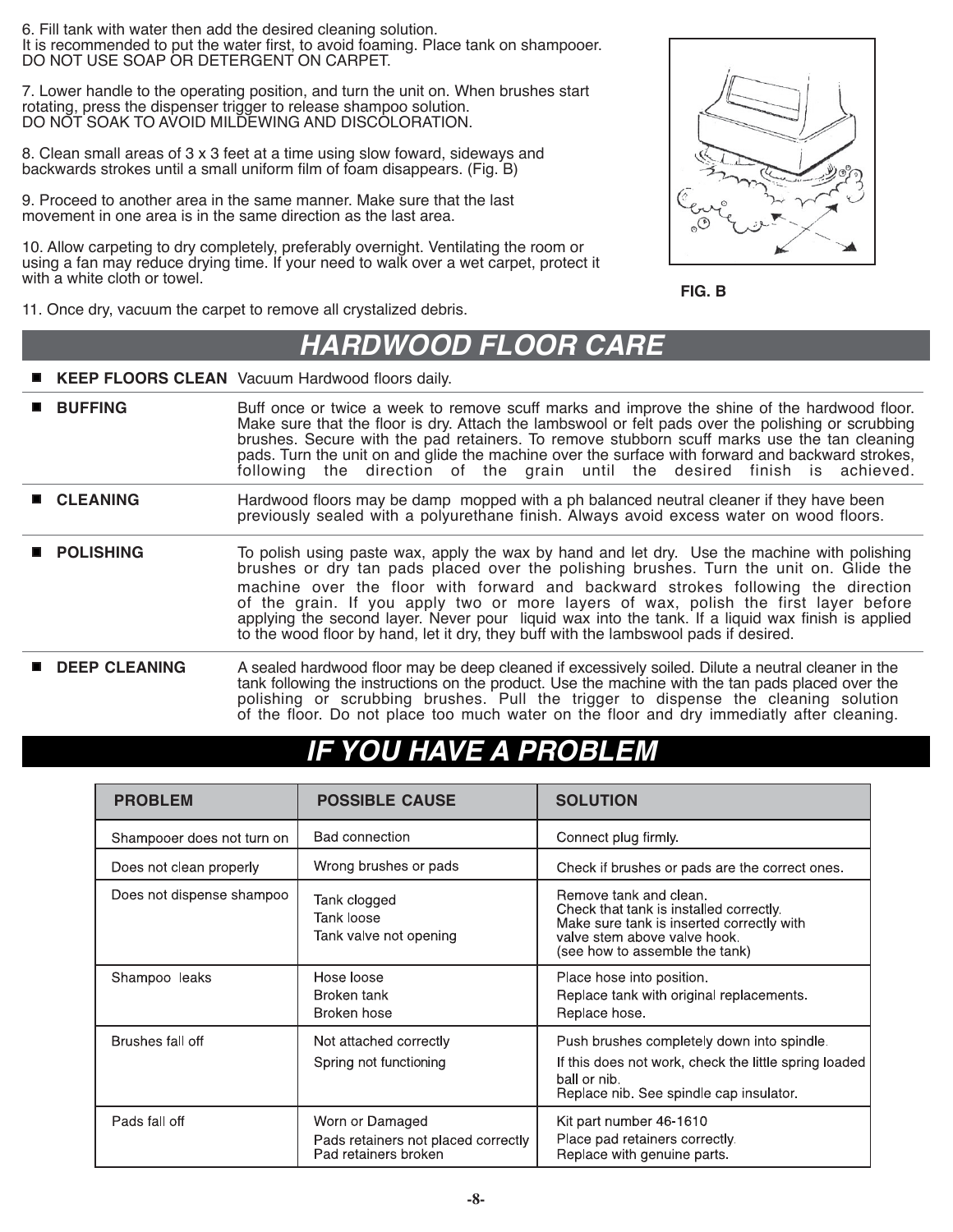6. Fill tank with water then add the desired cleaning solution.
It is recommended to put the water first, to avoid foaming. Place tank on shampooer.
DO NOT USE SOAP OR DETERGENT ON CARPET.

7. Lower handle to the operating position, and turn the unit on. When brushes start rotating, press the dispenser trigger to release shampoo solution.
DO NOT SOAK TO AVOID MILDEWING AND DISCOLORATION.

8. Clean small areas of 3 x 3 feet at a time using slow foward, sideways and backwards strokes until a small uniform film of foam disappears. (Fig. B)

9. Proceed to another area in the same manner. Make sure that the last movement in one area is in the same direction as the last area.

10. Allow carpeting to dry completely, preferably overnight. Ventilating the room or using a fan may reduce drying time. If your need to walk over a wet carpet, protect it with a white cloth or towel.

11. Once dry, vacuum the carpet to remove all crystalized debris.

FIG. B

## HARDWOOD FLOOR CARE

- **KEEP FLOORS CLEAN** Vacuum Hardwood floors daily.
- **BUFFING** Buff once or twice a week to remove scuff marks and improve the shine of the hardwood floor. Make sure that the floor is dry. Attach the lambswool or felt pads over the polishing or scrubbing brushes. Secure with the pad retainers. To remove stubborn scuff marks use the tan cleaning pads. Turn the unit on and glide the machine over the surface with forward and backward strokes, following the direction of the grain until the desired finish is achieved.
- **CLEANING** Hardwood floors may be damp mopped with a ph balanced neutral cleaner if they have been previously sealed with a polyurethane finish. Always avoid excess water on wood floors.
- **POLISHING** To polish using paste wax, apply the wax by hand and let dry. Use the machine with polishing brushes or dry tan pads placed over the polishing brushes. Turn the unit on. Glide the machine over the floor with forward and backward strokes following the direction of the grain. If you apply two or more layers of wax, polish the first layer before applying the second layer. Never pour liquid wax into the tank. If a liquid wax finish is applied to the wood floor by hand, let it dry, they buff with the lambswool pads if desired.
- **DEEP CLEANING** A sealed hardwood floor may be deep cleaned if excessively soiled. Dilute a neutral cleaner in the tank following the instructions on the product. Use the machine with the tan pads placed over the polishing or scrubbing brushes. Pull the trigger to dispense the cleaning solution of the floor. Do not place too much water on the floor and dry immediatly after cleaning.

## IF YOU HAVE A PROBLEM

| PROBLEM | POSSIBLE CAUSE | SOLUTION |
|---|---|---|
| Shampooer does not turn on | Bad connection | Connect plug firmly. |
| Does not clean properly | Wrong brushes or pads | Check if brushes or pads are the correct ones. |
| Does not dispense shampoo | Tank clogged<br>Tank loose<br>Tank valve not opening | Remove tank and clean.<br>Check that tank is installed correctly.<br>Make sure tank is inserted correctly with valve stem above valve hook.<br>(see how to assemble the tank) |
| Shampoo leaks | Hose loose<br>Broken tank<br>Broken hose | Place hose into position.<br>Replace tank with original replacements.<br>Replace hose. |
| Brushes fall off | Not attached correctly<br>Spring not functioning | Push brushes completely down into spindle.<br>If this does not work, check the little spring loaded ball or nib.<br>Replace nib. See spindle cap insulator. |
| Pads fall off | Worn or Damaged<br>Pads retainers not placed correctly<br>Pad retainers broken | Kit part number 46-1610<br>Place pad retainers correctly.<br>Replace with genuine parts. |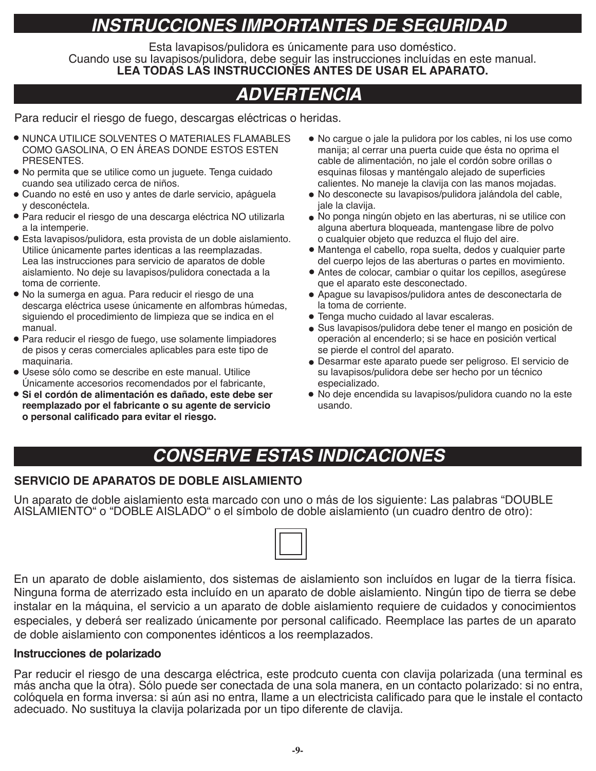# INSTRUCCIONES IMPORTANTES DE SEGURIDAD

Esta lavapisos/pulidora es únicamente para uso doméstico.
Cuando use su lavapisos/pulidora, debe seguir las instrucciones incluídas en este manual.
**LEA TODAS LAS INSTRUCCIONES ANTES DE USAR EL APARATO.**

# ADVERTENCIA

Para reducir el riesgo de fuego, descargas eléctricas o heridas.

- NUNCA UTILICE SOLVENTES O MATERIALES FLAMABLES COMO GASOLINA, O EN ÁREAS DONDE ESTOS ESTEN PRESENTES.
- No permita que se utilice como un juguete. Tenga cuidado cuando sea utilizado cerca de niños.
- Cuando no esté en uso y antes de darle servicio, apáguela y desconéctela.
- Para reducir el riesgo de una descarga eléctrica NO utilizarla a la intemperie.
- Esta lavapisos/pulidora, esta provista de un doble aislamiento. Utilice únicamente partes identicas a las reemplazadas. Lea las instrucciones para servicio de aparatos de doble aislamiento. No deje su lavapisos/pulidora conectada a la toma de corriente.
- No la sumerga en agua. Para reducir el riesgo de una descarga eléctrica usese únicamente en alfombras húmedas, siguiendo el procedimiento de limpieza que se indica en el manual.
- Para reducir el riesgo de fuego, use solamente limpiadores de pisos y ceras comerciales aplicables para este tipo de maquinaria.
- Usese sólo como se describe en este manual. Utilice Únicamente accesorios recomendados por el fabricante,
- **Si el cordón de alimentación es dañado, este debe ser reemplazado por el fabricante o su agente de servicio o personal calificado para evitar el riesgo.**
- No cargue o jale la pulidora por los cables, ni los use como manija; al cerrar una puerta cuide que ésta no oprima el cable de alimentación, no jale el cordón sobre orillas o esquinas filosas y manténgalo alejado de superficies calientes. No maneje la clavija con las manos mojadas.
- No desconecte su lavapisos/pulidora jalándola del cable, jale la clavija.
- No ponga ningún objeto en las aberturas, ni se utilice con alguna abertura bloqueada, mantengase libre de polvo o cualquier objeto que reduzca el flujo del aire.
- Mantenga el cabello, ropa suelta, dedos y cualquier parte del cuerpo lejos de las aberturas o partes en movimiento.
- Antes de colocar, cambiar o quitar los cepillos, asegúrese que el aparato este desconectado.
- Apague su lavapisos/pulidora antes de desconectarla de la toma de corriente.
- Tenga mucho cuidado al lavar escaleras.
- Sus lavapisos/pulidora debe tener el mango en posición de operación al encenderlo; si se hace en posición vertical se pierde el control del aparato.
- Desarmar este aparato puede ser peligroso. El servicio de su lavapisos/pulidora debe ser hecho por un técnico especializado.
- No deje encendida su lavapisos/pulidora cuando no la este usando.

# CONSERVE ESTAS INDICACIONES

### SERVICIO DE APARATOS DE DOBLE AISLAMIENTO

Un aparato de doble aislamiento esta marcado con uno o más de los siguiente: Las palabras “DOUBLE AISLAMIENTO“ o “DOBLE AISLADO“ o el símbolo de doble aislamiento (un cuadro dentro de otro):

En un aparato de doble aislamiento, dos sistemas de aislamiento son incluídos en lugar de la tierra física. Ninguna forma de aterrizado esta incluído en un aparato de doble aislamiento. Ningún tipo de tierra se debe instalar en la máquina, el servicio a un aparato de doble aislamiento requiere de cuidados y conocimientos especiales, y deberá ser realizado únicamente por personal calificado. Reemplace las partes de un aparato de doble aislamiento con componentes idénticos a los reemplazados.

### Instrucciones de polarizado

Par reducir el riesgo de una descarga eléctrica, este prodcuto cuenta con clavija polarizada (una terminal es más ancha que la otra). Sólo puede ser conectada de una sola manera, en un contacto polarizado: si no entra, colóquela en forma inversa: si aún asi no entra, llame a un electricista calificado para que le instale el contacto adecuado. No sustituya la clavija polarizada por un tipo diferente de clavija.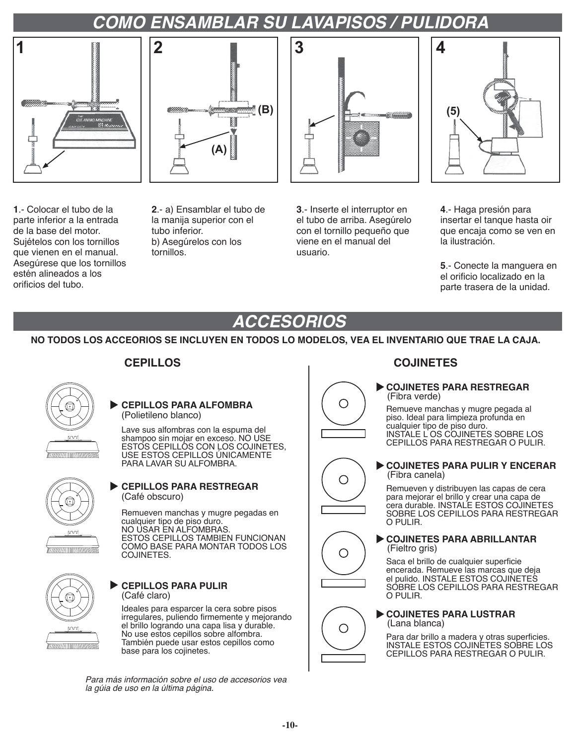# COMO ENSAMBLAR SU LAVAPISOS / PULIDORA

**1**.- Colocar el tubo de la parte inferior a la entrada de la base del motor. Sujételos con los tornillos que vienen en el manual. Asegúrese que los tornillos estén alineados a los orificios del tubo.

**2**.- a) Ensamblar el tubo de la manija superior con el tubo inferior.
b) Asegúrelos con los tornillos.

**3**.- Inserte el interruptor en el tubo de arriba. Asegúrelo con el tornillo pequeño que viene en el manual del usuario.

**4**.- Haga presión para insertar el tanque hasta oir que encaja como se ven en la ilustración.

**5**.- Conecte la manguera en el orificio localizado en la parte trasera de la unidad.

# ACCESORIOS

**NO TODOS LOS ACCEORIOS SE INCLUYEN EN TODOS LO MODELOS, VEA EL INVENTARIO QUE TRAE LA CAJA.**

## CEPILLOS

▶ **CEPILLOS PARA ALFOMBRA**
(Polietileno blanco)

Lave sus alfombras con la espuma del shampoo sin mojar en exceso. NO USE ESTOS CEPILLOS CON LOS COJINETES, USE ESTOS CEPILLOS ÚNICAMENTE PARA LAVAR SU ALFOMBRA.

▶ **CEPILLOS PARA RESTREGAR**
(Café obscuro)

Remueven manchas y mugre pegadas en cualquier tipo de piso duro.
NO USAR EN ALFOMBRAS.
ESTOS CEPILLOS TAMBIEN FUNCIONAN COMO BASE PARA MONTAR TODOS LOS COJINETES.

▶ **CEPILLOS PARA PULIR**
(Café claro)

Ideales para esparcer la cera sobre pisos irregulares, puliendo firmemente y mejorando el brillo logrando una capa lisa y durable. No use estos cepillos sobre alfombra. También puede usar estos cepillos como base para los cojinetes.

*Para más información sobre el uso de accesorios vea la gúia de uso en la última página.*

## COJINETES

▶ **COJINETES PARA RESTREGAR**
(Fibra verde)

Remueve manchas y mugre pegada al piso. Ideal para limpieza profunda en cualquier tipo de piso duro.
INSTALE L OS COJINETES SOBRE LOS CEPILLOS PARA RESTREGAR O PULIR.

▶ **COJINETES PARA PULIR Y ENCERAR**
(Fibra canela)

Remueven y distribuyen las capas de cera para mejorar el brillo y crear una capa de cera durable. INSTALE ESTOS COJINETES SOBRE LOS CEPILLOS PARA RESTREGAR O PULIR.

▶ **COJINETES PARA ABRILLANTAR**
(Fieltro gris)

Saca el brillo de cualquier superficie encerada. Remueve las marcas que deja el pulido. INSTALE ESTOS COJINETES SOBRE LOS CEPILLOS PARA RESTREGAR O PULIR.

▶ **COJINETES PARA LUSTRAR**
(Lana blanca)

Para dar brillo a madera y otras superficies. INSTALE ESTOS COJINETES SOBRE LOS CEPILLOS PARA RESTREGAR O PULIR.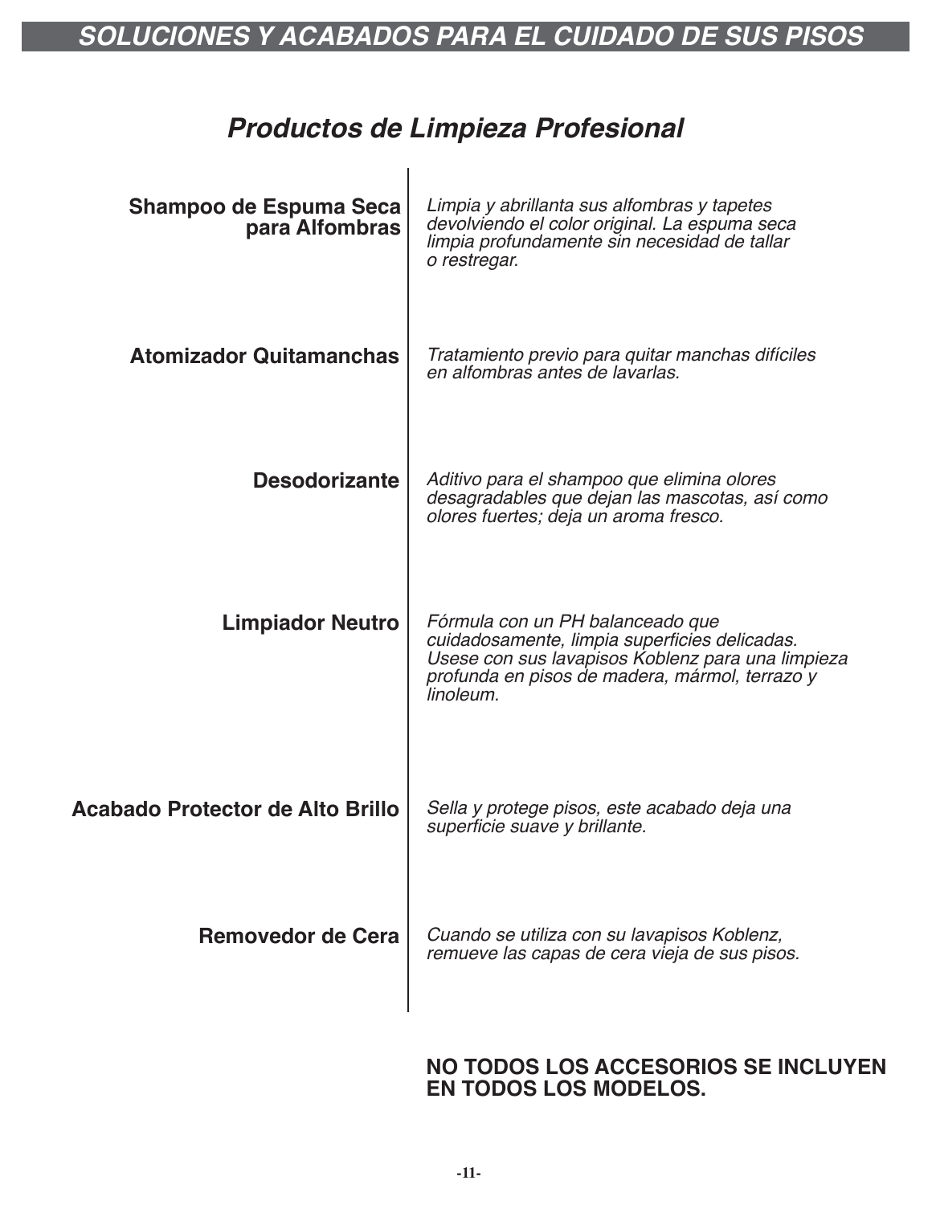# SOLUCIONES Y ACABADOS PARA EL CUIDADO DE SUS PISOS

## *Productos de Limpieza Profesional*

| | |
|---|---|
| **Shampoo de Espuma Seca para Alfombras** | *Limpia y abrillanta sus alfombras y tapetes devolviendo el color original. La espuma seca limpia profundamente sin necesidad de tallar o restregar.* |
| **Atomizador Quitamanchas** | *Tratamiento previo para quitar manchas difíciles en alfombras antes de lavarlas.* |
| **Desodorizante** | *Aditivo para el shampoo que elimina olores desagradables que dejan las mascotas, así como olores fuertes; deja un aroma fresco.* |
| **Limpiador Neutro** | *Fórmula con un PH balanceado que cuidadosamente, limpia superficies delicadas. Usese con sus lavapisos Koblenz para una limpieza profunda en pisos de madera, mármol, terrazo y linoleum.* |
| **Acabado Protector de Alto Brillo** | *Sella y protege pisos, este acabado deja una superficie suave y brillante.* |
| **Removedor de Cera** | *Cuando se utiliza con su lavapisos Koblenz, remueve las capas de cera vieja de sus pisos.* |

**NO TODOS LOS ACCESORIOS SE INCLUYEN EN TODOS LOS MODELOS.**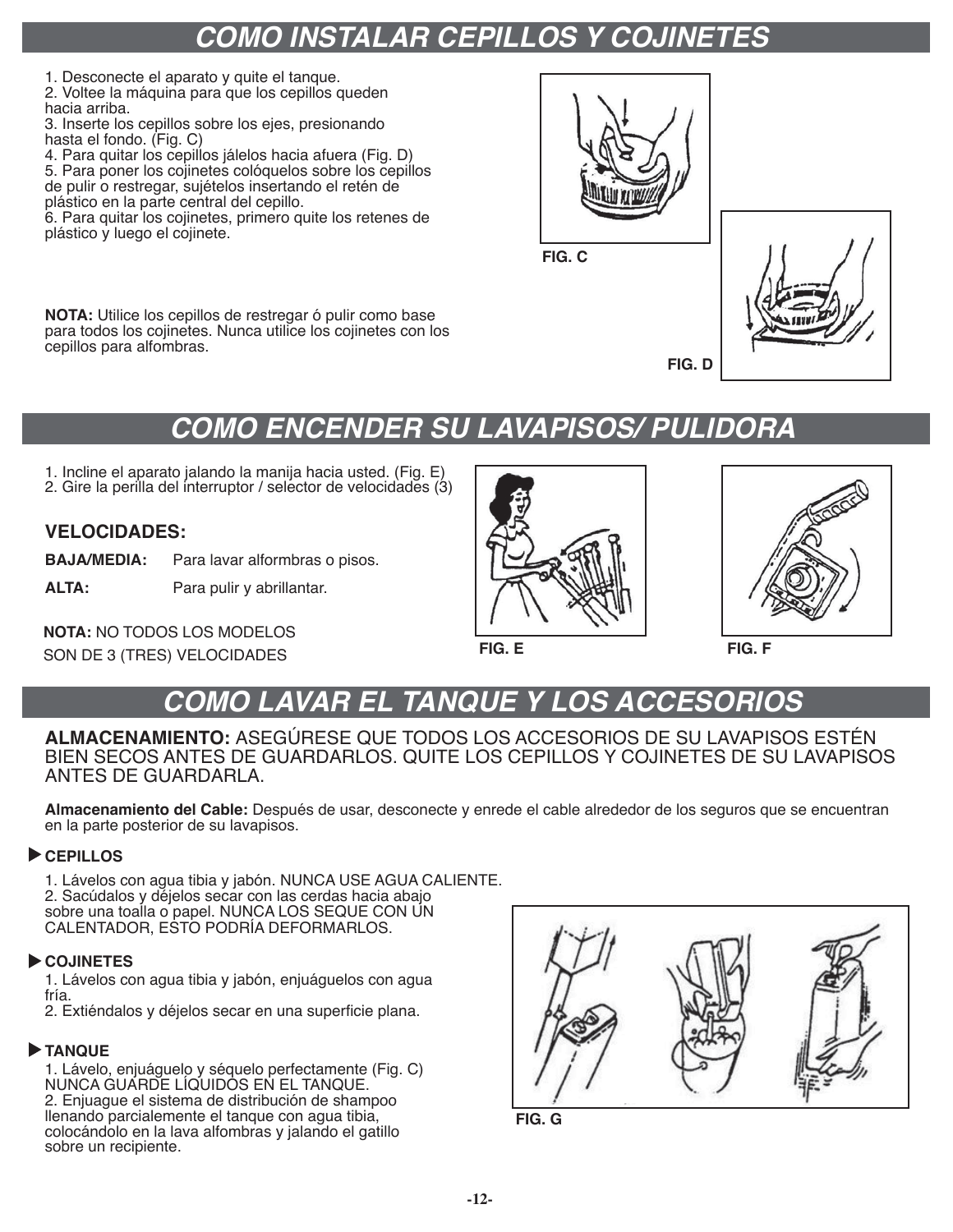# COMO INSTALAR CEPILLOS Y COJINETES

1. Desconecte el aparato y quite el tanque.
2. Voltee la máquina para que los cepillos queden hacia arriba.
3. Inserte los cepillos sobre los ejes, presionando hasta el fondo. (Fig. C)
4. Para quitar los cepillos jálelos hacia afuera (Fig. D)
5. Para poner los cojinetes colóquelos sobre los cepillos de pulir o restregar, sujételos insertando el retén de plástico en la parte central del cepillo.
6. Para quitar los cojinetes, primero quite los retenes de plástico y luego el cojinete.

FIG. C

FIG. D

**NOTA:** Utilice los cepillos de restregar ó pulir como base para todos los cojinetes. Nunca utilice los cojinetes con los cepillos para alfombras.

# COMO ENCENDER SU LAVAPISOS/ PULIDORA

1. Incline el aparato jalando la manija hacia usted. (Fig. E)
2. Gire la perilla del interruptor / selector de velocidades (3)

### VELOCIDADES:

**BAJA/MEDIA:** Para lavar alformbras o pisos.

**ALTA:** Para pulir y abrillantar.

**NOTA:** NO TODOS LOS MODELOS SON DE 3 (TRES) VELOCIDADES

FIG. E

FIG. F

# COMO LAVAR EL TANQUE Y LOS ACCESORIOS

**ALMACENAMIENTO:** ASEGÚRESE QUE TODOS LOS ACCESORIOS DE SU LAVAPISOS ESTÉN BIEN SECOS ANTES DE GUARDARLOS. QUITE LOS CEPILLOS Y COJINETES DE SU LAVAPISOS ANTES DE GUARDARLA.

**Almacenamiento del Cable:** Después de usar, desconecte y enrede el cable alrededor de los seguros que se encuentran en la parte posterior de su lavapisos.

### ▶ CEPILLOS

1. Lávelos con agua tibia y jabón. NUNCA USE AGUA CALIENTE.
2. Sacúdalos y déjelos secar con las cerdas hacia abajo sobre una toalla o papel. NUNCA LOS SEQUE CON UN CALENTADOR, ESTO PODRÍA DEFORMARLOS.

### ▶ COJINETES

1. Lávelos con agua tibia y jabón, enjuáguelos con agua fría.
2. Extiéndalos y déjelos secar en una superficie plana.

### ▶ TANQUE

1. Lávelo, enjuáguelo y séquelo perfectamente (Fig. C) NUNCA GUARDE LÍQUIDOS EN EL TANQUE.
2. Enjuague el sistema de distribución de shampoo llenando parcialmente el tanque con agua tibia, colocándolo en la lava alfombras y jalando el gatillo sobre un recipiente.

FIG. G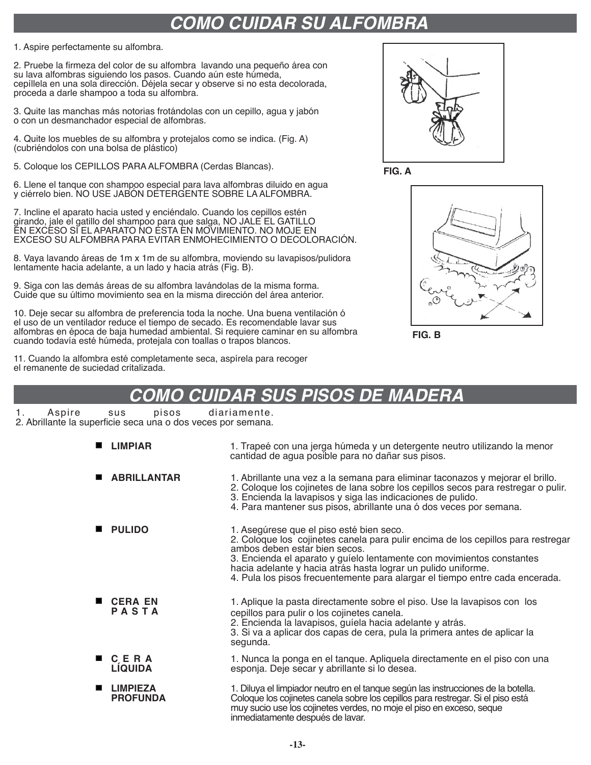# COMO CUIDAR SU ALFOMBRA

1. Aspire perfectamente su alfombra.

2. Pruebe la firmeza del color de su alfombra lavando una pequeño área con su lava alfombras siguiendo los pasos. Cuando aún este húmeda, cepíllela en una sola dirección. Déjela secar y observe si no esta decolorada, proceda a darle shampoo a toda su alfombra.

3. Quite las manchas más notorias frotándolas con un cepillo, agua y jabón o con un desmanchador especial de alfombras.

4. Quite los muebles de su alfombra y protejalos como se indica. (Fig. A) (cubriéndolos con una bolsa de plástico)

5. Coloque los CEPILLOS PARA ALFOMBRA (Cerdas Blancas).

6. Llene el tanque con shampoo especial para lava alfombras diluido en agua y ciérrelo bien. NO USE JABÓN DETERGENTE SOBRE LA ALFOMBRA.

7. Incline el aparato hacia usted y enciéndalo. Cuando los cepillos estén girando, jale el gatillo del shampoo para que salga, NO JALE EL GATILLO EN EXCESO SI EL APARATO NO ESTA EN MOVIMIENTO. NO MOJE EN EXCESO SU ALFOMBRA PARA EVITAR ENMOHECIMIENTO O DECOLORACIÓN.

8. Vaya lavando áreas de 1m x 1m de su alfombra, moviendo su lavapisos/pulidora lentamente hacia adelante, a un lado y hacia atrás (Fig. B).

9. Siga con las demás áreas de su alfombra lavándolas de la misma forma. Cuide que su último movimiento sea en la misma dirección del área anterior.

10. Deje secar su alfombra de preferencia toda la noche. Una buena ventilación ó el uso de un ventilador reduce el tiempo de secado. Es recomendable lavar sus alfombras en época de baja humedad ambiental. Si requiere caminar en su alfombra cuando todavía esté húmeda, protejala con toallas o trapos blancos.

11. Cuando la alfombra esté completamente seca, aspírela para recoger el remanente de suciedad critalizada.

FIG. A

FIG. B

# COMO CUIDAR SUS PISOS DE MADERA

1. Aspire sus pisos diariamente.
2. Abrillante la superficie seca una o dos veces por semana.

- **LIMPIAR**
  1. Trapeé con una jerga húmeda y un detergente neutro utilizando la menor cantidad de agua posible para no dañar sus pisos.

- **ABRILLANTAR**
  1. Abrillante una vez a la semana para eliminar taconazos y mejorar el brillo.
  2. Coloque los cojinetes de lana sobre los cepillos secos para restregar o pulir.
  3. Encienda la lavapisos y siga las indicaciones de pulido.
  4. Para mantener sus pisos, abrillante una ó dos veces por semana.

- **PULIDO**
  1. Asegúrese que el piso esté bien seco.
  2. Coloque los cojinetes canela para pulir encima de los cepillos para restregar ambos deben estar bien secos.
  3. Encienda el aparato y guíelo lentamente con movimientos constantes hacia adelante y hacia atrás hasta lograr un pulido uniforme.
  4. Pula los pisos frecuentemente para alargar el tiempo entre cada encerada.

- **CERA EN PASTA**
  1. Aplique la pasta directamente sobre el piso. Use la lavapisos con los cepillos para pulir o los cojinetes canela.
  2. Encienda la lavapisos, guíela hacia adelante y atrás.
  3. Si va a aplicar dos capas de cera, pula la primera antes de aplicar la segunda.

- **CERA LÍQUIDA**
  1. Nunca la ponga en el tanque. Apliquela directamente en el piso con una esponja. Deje secar y abrillante si lo desea.

- **LIMPIEZA PROFUNDA**
  1. Diluya el limpiador neutro en el tanque según las instrucciones de la botella. Coloque los cojinetes canela sobre los cepillos para restregar. Si el piso está muy sucio use los cojinetes verdes, no moje el piso en exceso, seque inmediatamente después de lavar.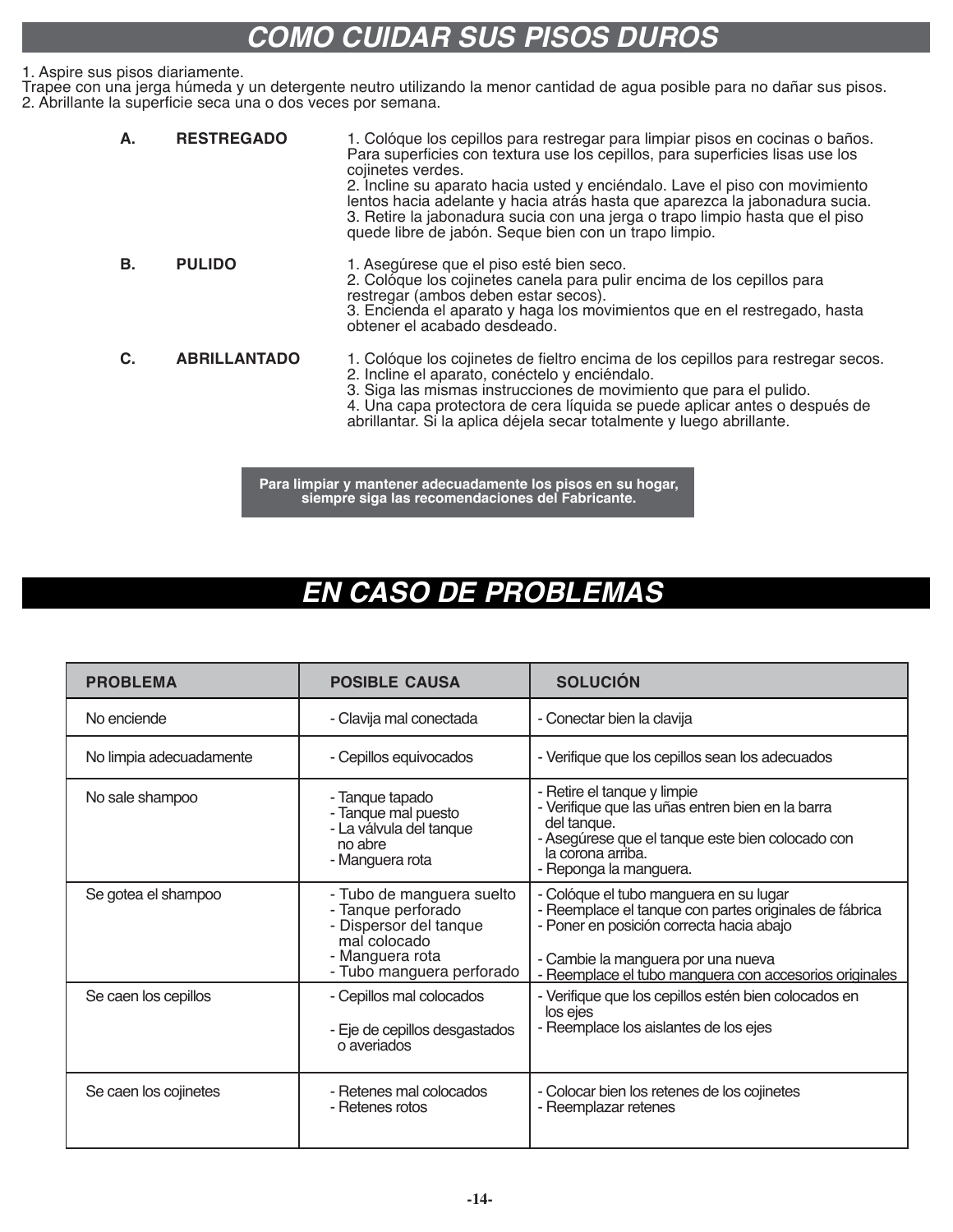# COMO CUIDAR SUS PISOS DUROS

1. Aspire sus pisos diariamente.
Trapee con una jerga húmeda y un detergente neutro utilizando la menor cantidad de agua posible para no dañar sus pisos.
2. Abrillante la superficie seca una o dos veces por semana.

**A. RESTREGADO**

1. Colóque los cepillos para restregar para limpiar pisos en cocinas o baños. Para superficies con textura use los cepillos, para superficies lisas use los cojinetes verdes.
2. Incline su aparato hacia usted y enciéndalo. Lave el piso con movimiento lentos hacia adelante y hacia atrás hasta que aparezca la jabonadura sucia.
3. Retire la jabonadura sucia con una jerga o trapo limpio hasta que el piso quede libre de jabón. Seque bien con un trapo limpio.

**B. PULIDO**

1. Asegúrese que el piso esté bien seco.
2. Colóque los cojinetes canela para pulir encima de los cepillos para restregar (ambos deben estar secos).
3. Encienda el aparato y haga los movimientos que en el restregado, hasta obtener el acabado desdeado.

**C. ABRILLANTADO**

1. Colóque los cojinetes de fieltro encima de los cepillos para restregar secos.
2. Incline el aparato, conéctelo y enciéndalo.
3. Siga las mismas instrucciones de movimiento que para el pulido.
4. Una capa protectora de cera líquida se puede aplicar antes o después de abrillantar. Si la aplica déjela secar totalmente y luego abrillante.

**Para limpiar y mantener adecuadamente los pisos en su hogar, siempre siga las recomendaciones del Fabricante.**

# EN CASO DE PROBLEMAS

| PROBLEMA | POSIBLE CAUSA | SOLUCIÓN |
|---|---|---|
| No enciende | - Clavija mal conectada | - Conectar bien la clavija |
| No limpia adecuadamente | - Cepillos equivocados | - Verifique que los cepillos sean los adecuados |
| No sale shampoo | - Tanque tapado<br>- Tanque mal puesto<br>- La válvula del tanque no abre<br>- Manguera rota | - Retire el tanque y limpie<br>- Verifique que las uñas entren bien en la barra del tanque.<br>- Asegúrese que el tanque este bien colocado con la corona arriba.<br>- Reponga la manguera. |
| Se gotea el shampoo | - Tubo de manguera suelto<br>- Tanque perforado<br>- Dispersor del tanque mal colocado<br>- Manguera rota<br>- Tubo manguera perforado | - Colóque el tubo manguera en su lugar<br>- Reemplace el tanque con partes originales de fábrica<br>- Poner en posición correcta hacia abajo<br>- Cambie la manguera por una nueva<br>- Reemplace el tubo manguera con accesorios originales |
| Se caen los cepillos | - Cepillos mal colocados<br>- Eje de cepillos desgastados o averiados | - Verifique que los cepillos estén bien colocados en los ejes<br>- Reemplace los aislantes de los ejes |
| Se caen los cojinetes | - Retenes mal colocados<br>- Retenes rotos | - Colocar bien los retenes de los cojinetes<br>- Reemplazar retenes |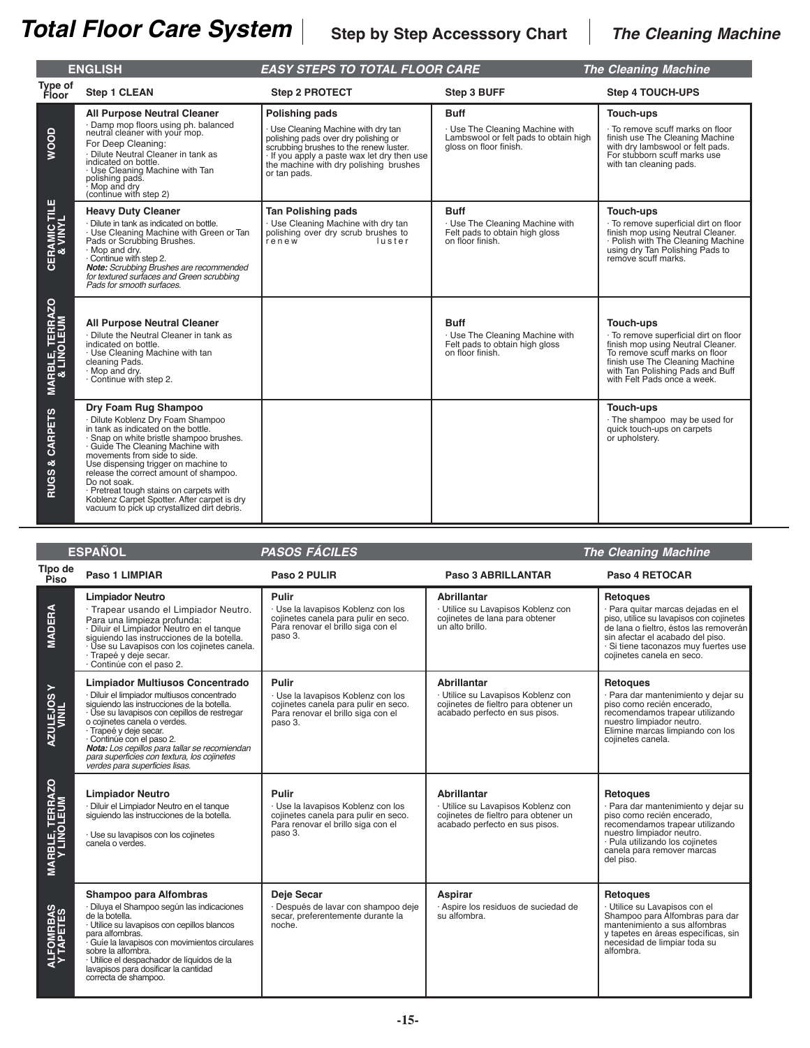# Total Floor Care System | Step by Step Accesssory Chart | The Cleaning Machine

## ENGLISH — EASY STEPS TO TOTAL FLOOR CARE — The Cleaning Machine

| Type of Floor | Step 1 CLEAN | Step 2 PROTECT | Step 3 BUFF | Step 4 TOUCH-UPS |
|---|---|---|---|---|
| WOOD | **All Purpose Neutral Cleaner**<br>· Damp mop floors using ph. balanced neutral cleaner with your mop.<br>For Deep Cleaning:<br>· Dilute Neutral Cleaner in tank as indicated on bottle.<br>· Use Cleaning Machine with Tan polishing pads.<br>· Mop and dry (continue with step 2) | **Polishing pads**<br>· Use Cleaning Machine with dry tan polishing pads over dry polishing or scrubbing brushes to the renew luster.<br>· If you apply a paste wax let dry then use the machine with dry polishing brushes or tan pads. | **Buff**<br>· Use The Cleaning Machine with Lambswool or felt pads to obtain high gloss on floor finish. | **Touch-ups**<br>· To remove scuff marks on floor finish use The Cleaning Machine with dry lambswool or felt pads. For stubborn scuff marks use with tan cleaning pads. |
| CERAMIC TILE & VINYL | **Heavy Duty Cleaner**<br>· Dilute in tank as indicated on bottle.<br>· Use Cleaning Machine with Green or Tan Pads or Scrubbing Brushes.<br>· Mop and dry.<br>· Continue with step 2.<br>***Note:** Scrubbing Brushes are recommended for textured surfaces and Green scrubbing Pads for smooth surfaces.* | **Tan Polishing pads**<br>· Use Cleaning Machine with dry tan polishing over dry scrub brushes to renew luster | **Buff**<br>· Use The Cleaning Machine with Felt pads to obtain high gloss on floor finish. | **Touch-ups**<br>· To remove superficial dirt on floor finish mop using Neutral Cleaner.<br>· Polish with The Cleaning Machine using dry Tan Polishing Pads to remove scuff marks. |
| MARBLE, TERRAZO & LINOLEUM | **All Purpose Neutral Cleaner**<br>· Dilute the Neutral Cleaner in tank as indicated on bottle.<br>· Use Cleaning Machine with tan cleaning Pads.<br>· Mop and dry.<br>· Continue with step 2. | | **Buff**<br>· Use The Cleaning Machine with Felt pads to obtain high gloss on floor finish. | **Touch-ups**<br>· To remove superficial dirt on floor finish mop using Neutral Cleaner. To remove scuff marks on floor finish use The Cleaning Machine with Tan Polishing Pads and Buff with Felt Pads once a week. |
| RUGS & CARPETS | **Dry Foam Rug Shampoo**<br>· Dilute Koblenz Dry Foam Shampoo in tank as indicated on the bottle.<br>· Snap on white bristle shampoo brushes.<br>· Guide The Cleaning Machine with movements from side to side.<br>Use dispensing trigger on machine to release the correct amount of shampoo. Do not soak.<br>· Pretreat tough stains on carpets with Koblenz Carpet Spotter. After carpet is dry vacuum to pick up crystallized dirt debris. | | | **Touch-ups**<br>· The shampoo may be used for quick touch-ups on carpets or upholstery. |

## ESPAÑOL — PASOS FÁCILES — The Cleaning Machine

| TIpo de Piso | Paso 1 LIMPIAR | Paso 2 PULIR | Paso 3 ABRILLANTAR | Paso 4 RETOCAR |
|---|---|---|---|---|
| MADERA | **Limpiador Neutro**<br>· Trapear usando el Limpiador Neutro.<br>Para una limpieza profunda:<br>· Diluir el Limpiador Neutro en el tanque siguiendo las instrucciones de la botella.<br>· Use su Lavapisos con los cojinetes canela.<br>· Trapeé y deje secar.<br>· Continúe con el paso 2. | **Pulir**<br>· Use la lavapisos Koblenz con los cojinetes canela para pulir en seco. Para renovar el brillo siga con el paso 3. | **Abrillantar**<br>· Utilice su Lavapisos Koblenz con cojinetes de lana para obtener un alto brillo. | **Retoques**<br>· Para quitar marcas dejadas en el piso, utilice su lavapisos con cojinetes de lana o fieltro, éstos las removerán sin afectar el acabado del piso.<br>· Si tiene taconazos muy fuertes use cojinetes canela en seco. |
| AZULEJOS Y VINIL | **Limpiador Multiusos Concentrado**<br>· Diluir el limpiador multiusos concentrado siguiendo las instrucciones de la botella.<br>· Use su lavapisos con cepillos de restregar o cojinetes canela o verdes.<br>· Trapeé y deje secar.<br>· Continúe con el paso 2.<br>***Nota:** Los cepillos para tallar se recomiendan para superficies con textura, los cojinetes verdes para superficies lisas.* | **Pulir**<br>· Use la lavapisos Koblenz con los cojinetes canela para pulir en seco. Para renovar el brillo siga con el paso 3. | **Abrillantar**<br>· Utilice su Lavapisos Koblenz con cojinetes de fieltro para obtener un acabado perfecto en sus pisos. | **Retoques**<br>· Para dar mantenimiento y dejar su piso como recién encerado, recomendamos trapear utilizando nuestro limpiador neutro. Elimine marcas limpiando con los cojinetes canela. |
| MARBLE, TERRAZO Y LINOLEUM | **Limpiador Neutro**<br>· Diluir el Limpiador Neutro en el tanque siguiendo las instrucciones de la botella.<br>· Use su lavapisos con los cojinetes canela o verdes. | **Pulir**<br>· Use la lavapisos Koblenz con los cojinetes canela para pulir en seco. Para renovar el brillo siga con el paso 3. | **Abrillantar**<br>· Utilice su Lavapisos Koblenz con cojinetes de fieltro para obtener un acabado perfecto en sus pisos. | **Retoques**<br>· Para dar mantenimiento y dejar su piso como recién encerado, recomendamos trapear utilizando nuestro limpiador neutro.<br>· Pula utilizando los cojinetes canela para remover marcas del piso. |
| ALFOMRBAS Y TAPETES | **Shampoo para Alfombras**<br>· Diluya el Shampoo según las indicaciones de la botella.<br>· Utilice su lavapisos con cepillos blancos para alfombras.<br>· Guíe la lavapisos con movimientos circulares sobre la alfombra.<br>· Utilice el despachador de líquidos de la lavapisos para dosificar la cantidad correcta de shampoo. | **Deje Secar**<br>· Después de lavar con shampoo deje secar, preferentemente durante la noche. | **Aspirar**<br>· Aspire los residuos de suciedad de su alfombra. | **Retoques**<br>· Utilice su Lavapisos con el Shampoo para Alfombras para dar mantenimiento a sus alfombras y tapetes en áreas específicas, sin necesidad de limpiar toda su alfombra. |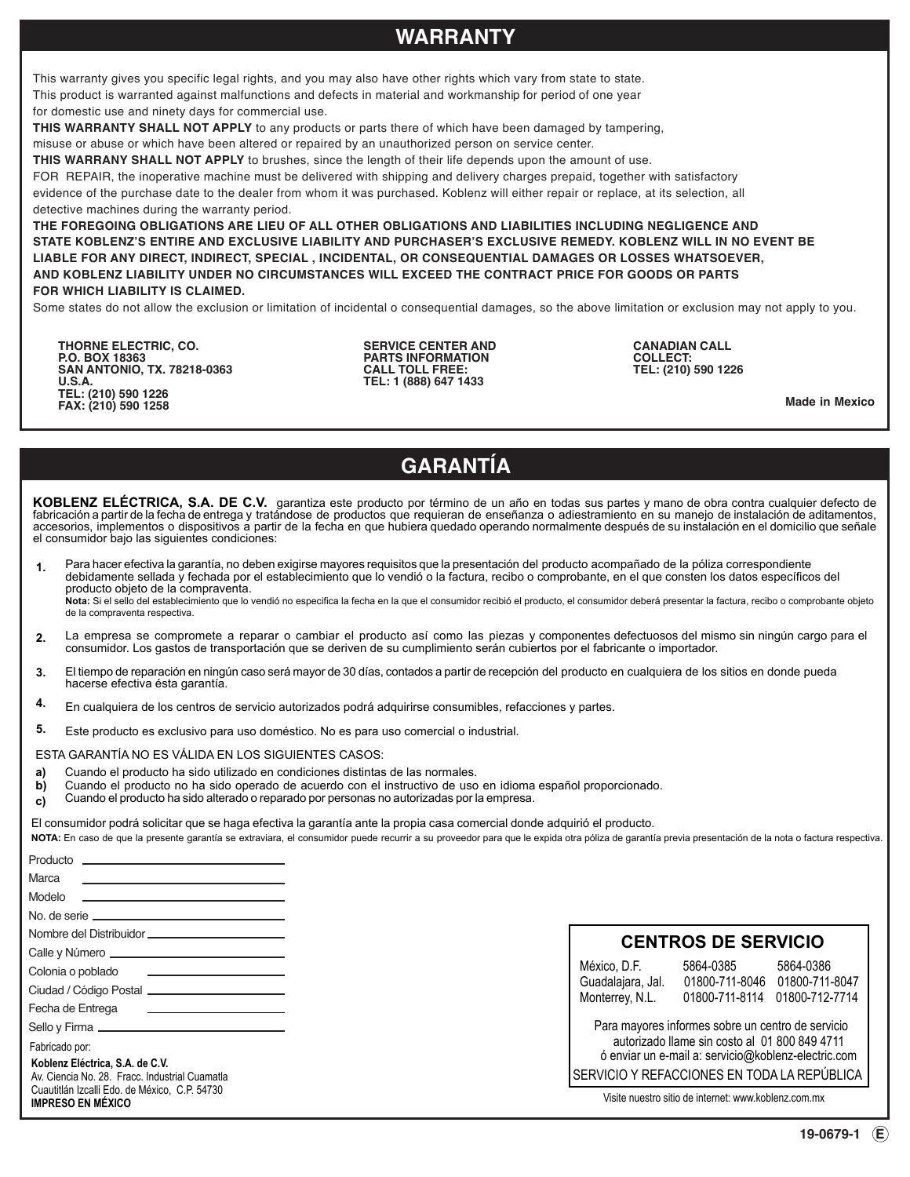# WARRANTY

This warranty gives you specific legal rights, and you may also have other rights which vary from state to state.
This product is warranted against malfunctions and defects in material and workmanship for period of one year for domestic use and ninety days for commercial use.

**THIS WARRANTY SHALL NOT APPLY** to any products or parts there of which have been damaged by tampering, misuse or abuse or which have been altered or repaired by an unauthorized person on service center.

**THIS WARRANY SHALL NOT APPLY** to brushes, since the length of their life depends upon the amount of use.

FOR REPAIR, the inoperative machine must be delivered with shipping and delivery charges prepaid, together with satisfactory evidence of the purchase date to the dealer from whom it was purchased. Koblenz will either repair or replace, at its selection, all detective machines during the warranty period.

**THE FOREGOING OBLIGATIONS ARE LIEU OF ALL OTHER OBLIGATIONS AND LIABILITIES INCLUDING NEGLIGENCE AND STATE KOBLENZ'S ENTIRE AND EXCLUSIVE LIABILITY AND PURCHASER'S EXCLUSIVE REMEDY. KOBLENZ WILL IN NO EVENT BE LIABLE FOR ANY DIRECT, INDIRECT, SPECIAL , INCIDENTAL, OR CONSEQUENTIAL DAMAGES OR LOSSES WHATSOEVER, AND KOBLENZ LIABILITY UNDER NO CIRCUMSTANCES WILL EXCEED THE CONTRACT PRICE FOR GOODS OR PARTS FOR WHICH LIABILITY IS CLAIMED.**

Some states do not allow the exclusion or limitation of incidental o consequential damages, so the above limitation or exclusion may not apply to you.

**THORNE ELECTRIC, CO.**
**P.O. BOX 18363**
**SAN ANTONIO, TX. 78218-0363**
**U.S.A.**
**TEL: (210) 590 1226**
**FAX: (210) 590 1258**

**SERVICE CENTER AND PARTS INFORMATION CALL TOLL FREE:**
**TEL: 1 (888) 647 1433**

**CANADIAN CALL COLLECT:**
**TEL: (210) 590 1226**

**Made in Mexico**

# GARANTÍA

**KOBLENZ ELÉCTRICA, S.A. DE C.V.** garantiza este producto por término de un año en todas sus partes y mano de obra contra cualquier defecto de fabricación a partir de la fecha de entrega y tratándose de productos que requieran de enseñanza o adiestramiento en su manejo de instalación de aditamentos, accesorios, implementos o dispositivos a partir de la fecha en que hubiera quedado operando normalmente después de su instalación en el domicilio que señale el consumidor bajo las siguientes condiciones:

1. Para hacer efectiva la garantía, no deben exigirse mayores requisitos que la presentación del producto acompañado de la póliza correspondiente debidamente sellada y fechada por el establecimiento que lo vendió o la factura, recibo o comprobante, en el que consten los datos específicos del producto objeto de la compraventa.
   **Nota:** Si el sello del establecimiento que lo vendió no especifica la fecha en la que el consumidor recibió el producto, el consumidor deberá presentar la factura, recibo o comprobante objeto de la compraventa respectiva.
2. La empresa se compromete a reparar o cambiar el producto así como las piezas y componentes defectuosos del mismo sin ningún cargo para el consumidor. Los gastos de transportación que se deriven de su cumplimiento serán cubiertos por el fabricante o importador.
3. El tiempo de reparación en ningún caso será mayor de 30 días, contados a partir de recepción del producto en cualquiera de los sitios en donde pueda hacerse efectiva ésta garantía.
4. En cualquiera de los centros de servicio autorizados podrá adquirirse consumibles, refacciones y partes.
5. Este producto es exclusivo para uso doméstico. No es para uso comercial o industrial.

ESTA GARANTÍA NO ES VÁLIDA EN LOS SIGUIENTES CASOS:

- **a)** Cuando el producto ha sido utilizado en condiciones distintas de las normales.
- **b)** Cuando el producto no ha sido operado de acuerdo con el instructivo de uso en idioma español proporcionado.
- **c)** Cuando el producto ha sido alterado o reparado por personas no autorizadas por la empresa.

El consumidor podrá solicitar que se haga efectiva la garantía ante la propia casa comercial donde adquirió el producto.

**NOTA:** En caso de que la presente garantía se extraviara, el consumidor puede recurrir a su proveedor para que le expida otra póliza de garantía previa presentación de la nota o factura respectiva.

Producto ______________________
Marca ______________________
Modelo ______________________
No. de serie ______________________
Nombre del Distribuidor ______________________
Calle y Número ______________________
Colonia o poblado ______________________
Ciudad / Código Postal ______________________
Fecha de Entrega ______________________
Sello y Firma ______________________

Fabricado por:
**Koblenz Eléctrica, S.A. de C.V.**
Av. Ciencia No. 28. Fracc. Industrial Cuamatla
Cuautitlán Izcalli Edo. de México, C.P. 54730
**IMPRESO EN MÉXICO**

## CENTROS DE SERVICIO

| | | |
|---|---|---|
| México, D.F. | 5864-0385 | 5864-0386 |
| Guadalajara, Jal. | 01800-711-8046 | 01800-711-8047 |
| Monterrey, N.L. | 01800-711-8114 | 01800-712-7714 |

Para mayores informes sobre un centro de servicio autorizado llame sin costo al 01 800 849 4711 ó enviar un e-mail a: servicio@koblenz-electric.com

SERVICIO Y REFACCIONES EN TODA LA REPÚBLICA

Visite nuestro sitio de internet: www.koblenz.com.mx

19-0679-1 (E)